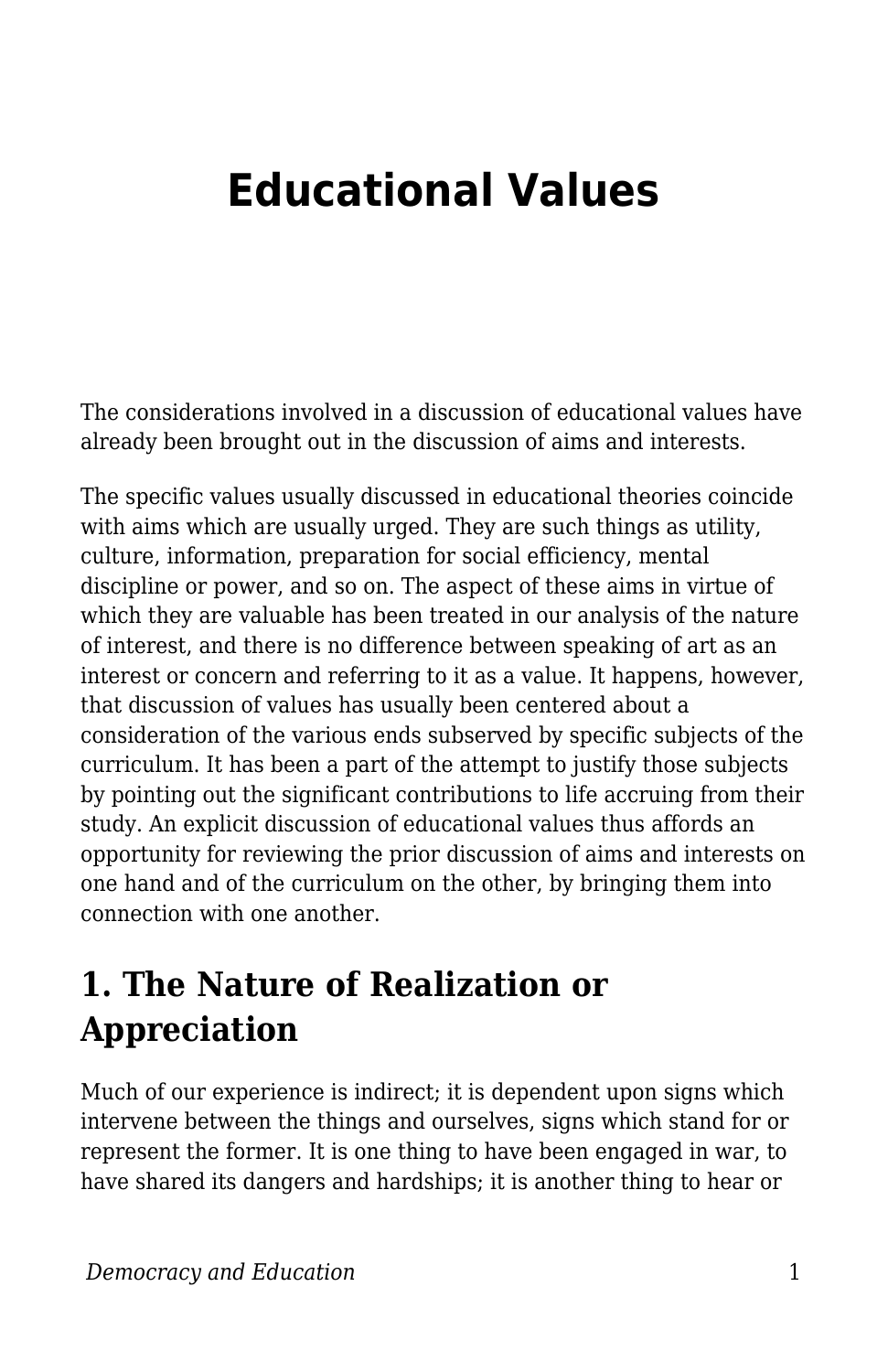# Educational Values

The considerations involved in a discussion of educational values have already been brought out in the discussion of aims and interests.

The specific values usually discussed in educational theories coincide with aims which are usually urged. They are such things as utility, culture, information, preparation for social efficiency, mental discipline or power, and so on. The aspect of these aims in virtue of which they are valuable has been treated in our analysis of the nature of interest, and there is no difference between speaking of art as an interest or concern and referring to it as a value. It happens, however, that discussion of values has usually been centered about a consideration of the various ends subserved by specific subjects of the curriculum. It has been a part of the attempt to justify those subjects by pointing out the significant contributions to life accruing from their study. An explicit discussion of educational values thus affords an opportunity for reviewing the prior discussion of aims and interests on one hand and of the curriculum on the other, by bringing them into connection with one another.

## 1. The Nature of Realization or Appreciation

Much of our experience is indirect; it is dependent upon signs which intervene between the things and ourselves, signs which stand for or represent the former. It is one thing to have been engaged in war, to have shared its dangers and hardships; it is another thing to hear or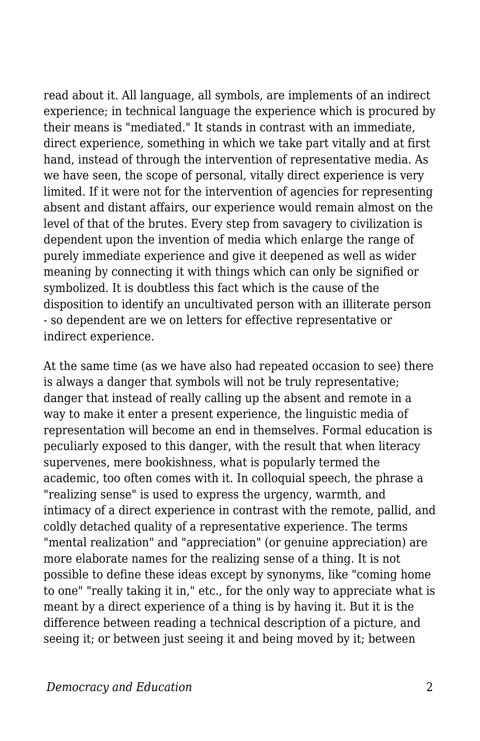read about it. All language, all symbols, are implements of an indirect experience; in technical language the experience which is procured by their means is "mediated." It stands in contrast with an immediate, direct experience, something in which we take part vitally and at first hand, instead of through the intervention of representative media. As we have seen, the scope of personal, vitally direct experience is very limited. If it were not for the intervention of agencies for representing absent and distant affairs, our experience would remain almost on the level of that of the brutes. Every step from savagery to civilization is dependent upon the invention of media which enlarge the range of purely immediate experience and give it deepened as well as wider meaning by connecting it with things which can only be signified or symbolized. It is doubtless this fact which is the cause of the disposition to identify an uncultivated person with an illiterate person - so dependent are we on letters for effective representative or indirect experience.

At the same time (as we have also had repeated occasion to see) there is always a danger that symbols will not be truly representative; danger that instead of really calling up the absent and remote in a way to make it enter a present experience, the linguistic media of representation will become an end in themselves. Formal education is peculiarly exposed to this danger, with the result that when literacy supervenes, mere bookishness, what is popularly termed the academic, too often comes with it. In colloquial speech, the phrase a "realizing sense" is used to express the urgency, warmth, and intimacy of a direct experience in contrast with the remote, pallid, and coldly detached quality of a representative experience. The terms "mental realization" and "appreciation" (or genuine appreciation) are more elaborate names for the realizing sense of a thing. It is not possible to define these ideas except by synonyms, like "coming home to one" "really taking it in," etc., for the only way to appreciate what is meant by a direct experience of a thing is by having it. But it is the difference between reading a technical description of a picture, and seeing it; or between just seeing it and being moved by it; between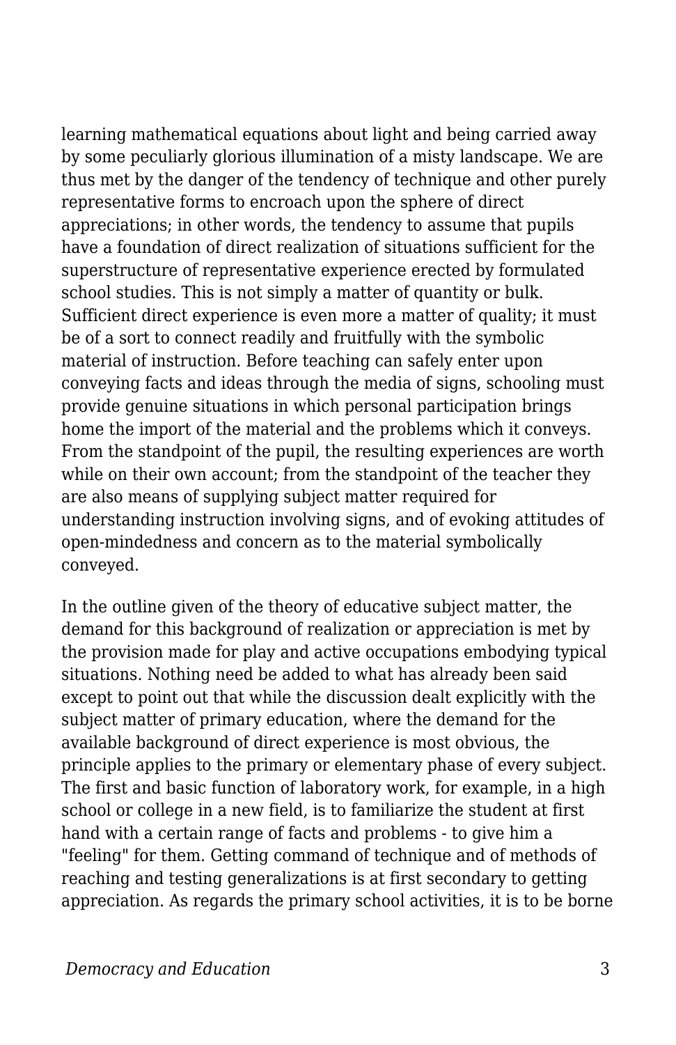learning mathematical equations about light and being carried away by some peculiarly glorious illumination of a misty landscape. We are thus met by the danger of the tendency of technique and other purely representative forms to encroach upon the sphere of direct appreciations; in other words, the tendency to assume that pupils have a foundation of direct realization of situations sufficient for the superstructure of representative experience erected by formulated school studies. This is not simply a matter of quantity or bulk. Sufficient direct experience is even more a matter of quality; it must be of a sort to connect readily and fruitfully with the symbolic material of instruction. Before teaching can safely enter upon conveying facts and ideas through the media of signs, schooling must provide genuine situations in which personal participation brings home the import of the material and the problems which it conveys. From the standpoint of the pupil, the resulting experiences are worth while on their own account; from the standpoint of the teacher they are also means of supplying subject matter required for understanding instruction involving signs, and of evoking attitudes of open-mindedness and concern as to the material symbolically conveyed.

In the outline given of the theory of educative subject matter, the demand for this background of realization or appreciation is met by the provision made for play and active occupations embodying typical situations. Nothing need be added to what has already been said except to point out that while the discussion dealt explicitly with the subject matter of primary education, where the demand for the available background of direct experience is most obvious, the principle applies to the primary or elementary phase of every subject. The first and basic function of laboratory work, for example, in a high school or college in a new field, is to familiarize the student at first hand with a certain range of facts and problems - to give him a "feeling" for them. Getting command of technique and of methods of reaching and testing generalizations is at first secondary to getting appreciation. As regards the primary school activities, it is to be borne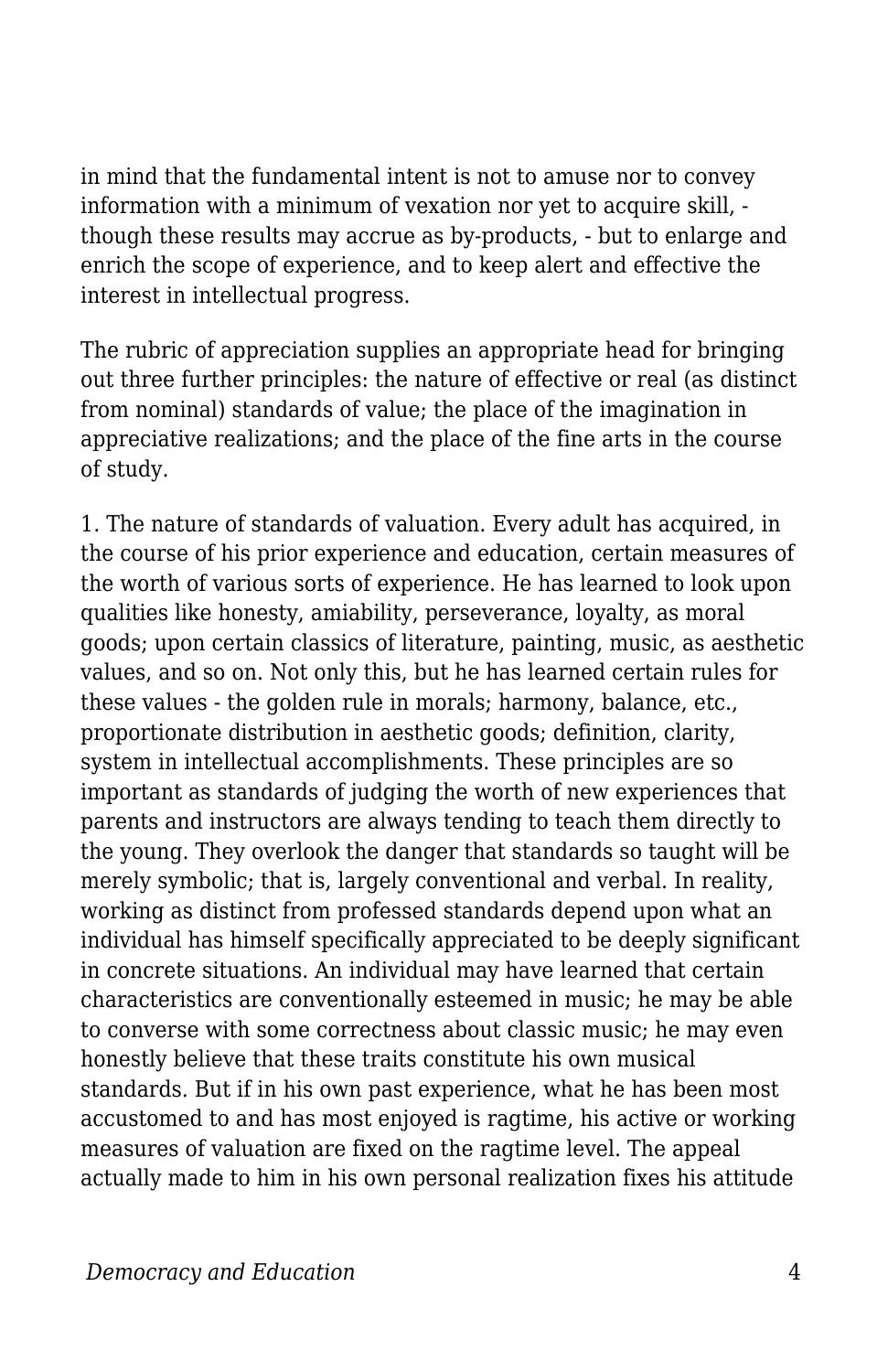in mind that the fundamental intent is not to amuse nor to convey information with a minimum of vexation nor yet to acquire skill, - though these results may accrue as by-products, - but to enlarge and enrich the scope of experience, and to keep alert and effective the interest in intellectual progress.

The rubric of appreciation supplies an appropriate head for bringing out three further principles: the nature of effective or real (as distinct from nominal) standards of value; the place of the imagination in appreciative realizations; and the place of the fine arts in the course of study.

1. The nature of standards of valuation. Every adult has acquired, in the course of his prior experience and education, certain measures of the worth of various sorts of experience. He has learned to look upon qualities like honesty, amiability, perseverance, loyalty, as moral goods; upon certain classics of literature, painting, music, as aesthetic values, and so on. Not only this, but he has learned certain rules for these values - the golden rule in morals; harmony, balance, etc., proportionate distribution in aesthetic goods; definition, clarity, system in intellectual accomplishments. These principles are so important as standards of judging the worth of new experiences that parents and instructors are always tending to teach them directly to the young. They overlook the danger that standards so taught will be merely symbolic; that is, largely conventional and verbal. In reality, working as distinct from professed standards depend upon what an individual has himself specifically appreciated to be deeply significant in concrete situations. An individual may have learned that certain characteristics are conventionally esteemed in music; he may be able to converse with some correctness about classic music; he may even honestly believe that these traits constitute his own musical standards. But if in his own past experience, what he has been most accustomed to and has most enjoyed is ragtime, his active or working measures of valuation are fixed on the ragtime level. The appeal actually made to him in his own personal realization fixes his attitude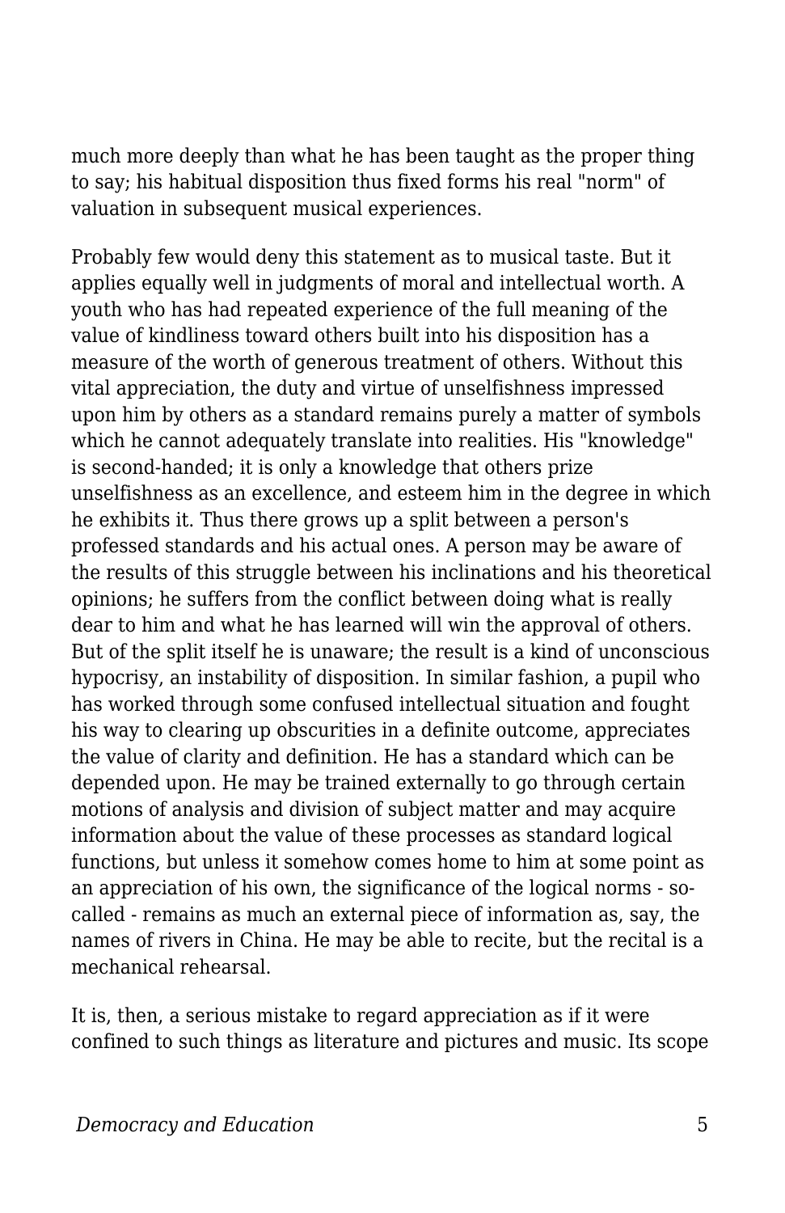much more deeply than what he has been taught as the proper thing to say; his habitual disposition thus fixed forms his real "norm" of valuation in subsequent musical experiences.

Probably few would deny this statement as to musical taste. But it applies equally well in judgments of moral and intellectual worth. A youth who has had repeated experience of the full meaning of the value of kindliness toward others built into his disposition has a measure of the worth of generous treatment of others. Without this vital appreciation, the duty and virtue of unselfishness impressed upon him by others as a standard remains purely a matter of symbols which he cannot adequately translate into realities. His "knowledge" is second-handed; it is only a knowledge that others prize unselfishness as an excellence, and esteem him in the degree in which he exhibits it. Thus there grows up a split between a person's professed standards and his actual ones. A person may be aware of the results of this struggle between his inclinations and his theoretical opinions; he suffers from the conflict between doing what is really dear to him and what he has learned will win the approval of others. But of the split itself he is unaware; the result is a kind of unconscious hypocrisy, an instability of disposition. In similar fashion, a pupil who has worked through some confused intellectual situation and fought his way to clearing up obscurities in a definite outcome, appreciates the value of clarity and definition. He has a standard which can be depended upon. He may be trained externally to go through certain motions of analysis and division of subject matter and may acquire information about the value of these processes as standard logical functions, but unless it somehow comes home to him at some point as an appreciation of his own, the significance of the logical norms - so-called - remains as much an external piece of information as, say, the names of rivers in China. He may be able to recite, but the recital is a mechanical rehearsal.

It is, then, a serious mistake to regard appreciation as if it were confined to such things as literature and pictures and music. Its scope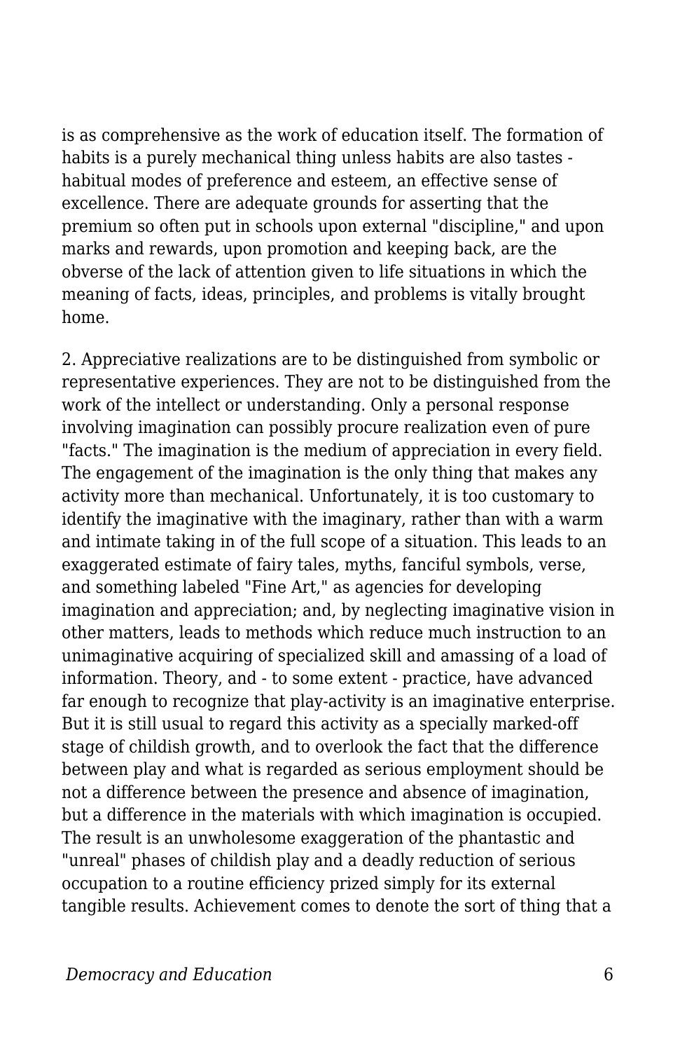is as comprehensive as the work of education itself. The formation of habits is a purely mechanical thing unless habits are also tastes - habitual modes of preference and esteem, an effective sense of excellence. There are adequate grounds for asserting that the premium so often put in schools upon external "discipline," and upon marks and rewards, upon promotion and keeping back, are the obverse of the lack of attention given to life situations in which the meaning of facts, ideas, principles, and problems is vitally brought home.

2. Appreciative realizations are to be distinguished from symbolic or representative experiences. They are not to be distinguished from the work of the intellect or understanding. Only a personal response involving imagination can possibly procure realization even of pure "facts." The imagination is the medium of appreciation in every field. The engagement of the imagination is the only thing that makes any activity more than mechanical. Unfortunately, it is too customary to identify the imaginative with the imaginary, rather than with a warm and intimate taking in of the full scope of a situation. This leads to an exaggerated estimate of fairy tales, myths, fanciful symbols, verse, and something labeled "Fine Art," as agencies for developing imagination and appreciation; and, by neglecting imaginative vision in other matters, leads to methods which reduce much instruction to an unimaginative acquiring of specialized skill and amassing of a load of information. Theory, and - to some extent - practice, have advanced far enough to recognize that play-activity is an imaginative enterprise. But it is still usual to regard this activity as a specially marked-off stage of childish growth, and to overlook the fact that the difference between play and what is regarded as serious employment should be not a difference between the presence and absence of imagination, but a difference in the materials with which imagination is occupied. The result is an unwholesome exaggeration of the phantastic and "unreal" phases of childish play and a deadly reduction of serious occupation to a routine efficiency prized simply for its external tangible results. Achievement comes to denote the sort of thing that a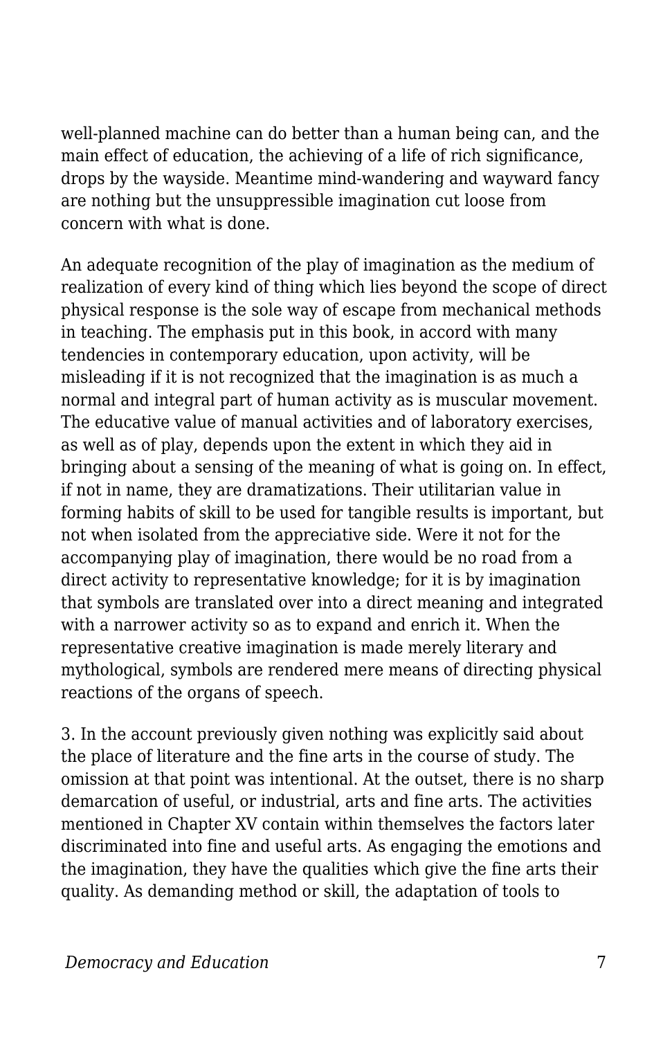well-planned machine can do better than a human being can, and the main effect of education, the achieving of a life of rich significance, drops by the wayside. Meantime mind-wandering and wayward fancy are nothing but the unsuppressible imagination cut loose from concern with what is done.

An adequate recognition of the play of imagination as the medium of realization of every kind of thing which lies beyond the scope of direct physical response is the sole way of escape from mechanical methods in teaching. The emphasis put in this book, in accord with many tendencies in contemporary education, upon activity, will be misleading if it is not recognized that the imagination is as much a normal and integral part of human activity as is muscular movement. The educative value of manual activities and of laboratory exercises, as well as of play, depends upon the extent in which they aid in bringing about a sensing of the meaning of what is going on. In effect, if not in name, they are dramatizations. Their utilitarian value in forming habits of skill to be used for tangible results is important, but not when isolated from the appreciative side. Were it not for the accompanying play of imagination, there would be no road from a direct activity to representative knowledge; for it is by imagination that symbols are translated over into a direct meaning and integrated with a narrower activity so as to expand and enrich it. When the representative creative imagination is made merely literary and mythological, symbols are rendered mere means of directing physical reactions of the organs of speech.

3. In the account previously given nothing was explicitly said about the place of literature and the fine arts in the course of study. The omission at that point was intentional. At the outset, there is no sharp demarcation of useful, or industrial, arts and fine arts. The activities mentioned in Chapter XV contain within themselves the factors later discriminated into fine and useful arts. As engaging the emotions and the imagination, they have the qualities which give the fine arts their quality. As demanding method or skill, the adaptation of tools to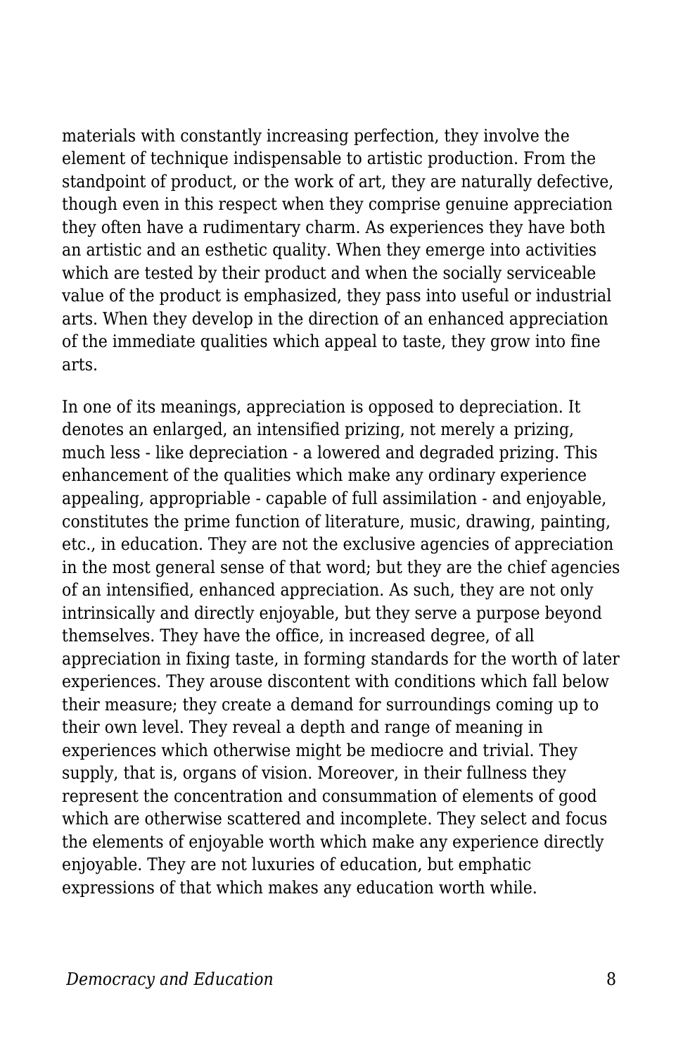materials with constantly increasing perfection, they involve the element of technique indispensable to artistic production. From the standpoint of product, or the work of art, they are naturally defective, though even in this respect when they comprise genuine appreciation they often have a rudimentary charm. As experiences they have both an artistic and an esthetic quality. When they emerge into activities which are tested by their product and when the socially serviceable value of the product is emphasized, they pass into useful or industrial arts. When they develop in the direction of an enhanced appreciation of the immediate qualities which appeal to taste, they grow into fine arts.

In one of its meanings, appreciation is opposed to depreciation. It denotes an enlarged, an intensified prizing, not merely a prizing, much less - like depreciation - a lowered and degraded prizing. This enhancement of the qualities which make any ordinary experience appealing, appropriable - capable of full assimilation - and enjoyable, constitutes the prime function of literature, music, drawing, painting, etc., in education. They are not the exclusive agencies of appreciation in the most general sense of that word; but they are the chief agencies of an intensified, enhanced appreciation. As such, they are not only intrinsically and directly enjoyable, but they serve a purpose beyond themselves. They have the office, in increased degree, of all appreciation in fixing taste, in forming standards for the worth of later experiences. They arouse discontent with conditions which fall below their measure; they create a demand for surroundings coming up to their own level. They reveal a depth and range of meaning in experiences which otherwise might be mediocre and trivial. They supply, that is, organs of vision. Moreover, in their fullness they represent the concentration and consummation of elements of good which are otherwise scattered and incomplete. They select and focus the elements of enjoyable worth which make any experience directly enjoyable. They are not luxuries of education, but emphatic expressions of that which makes any education worth while.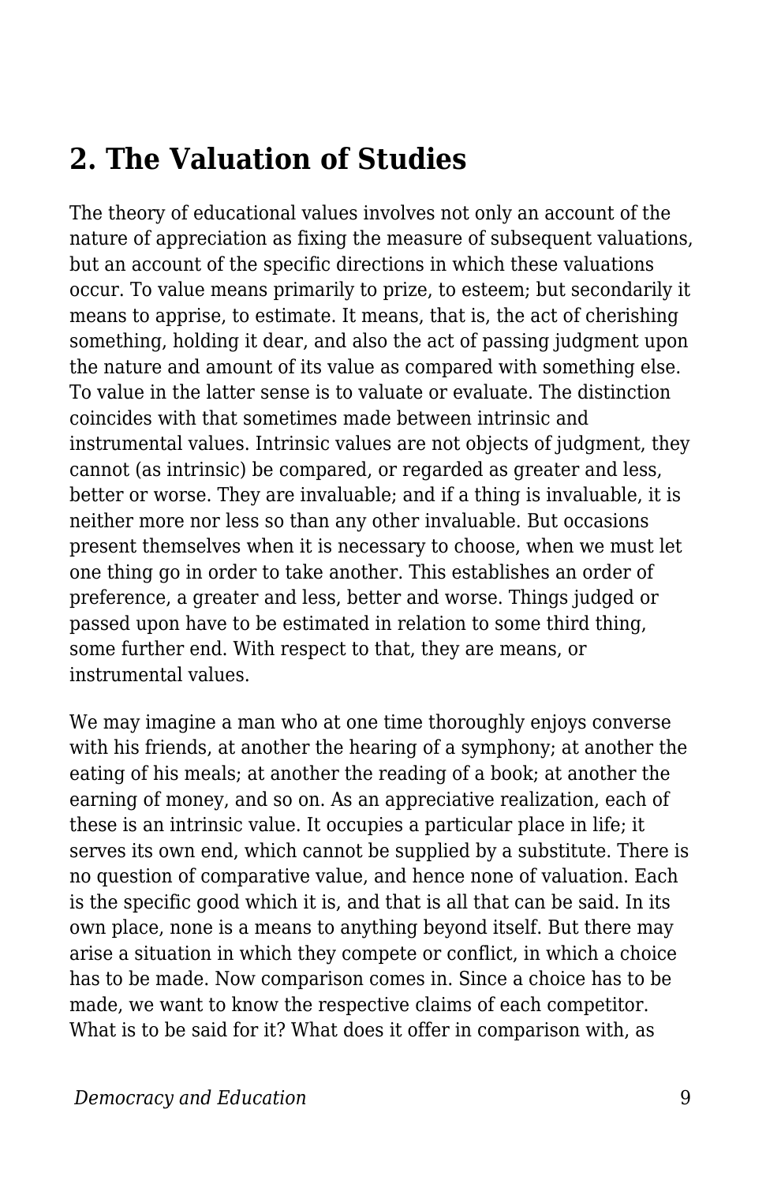## 2. The Valuation of Studies

The theory of educational values involves not only an account of the nature of appreciation as fixing the measure of subsequent valuations, but an account of the specific directions in which these valuations occur. To value means primarily to prize, to esteem; but secondarily it means to apprise, to estimate. It means, that is, the act of cherishing something, holding it dear, and also the act of passing judgment upon the nature and amount of its value as compared with something else. To value in the latter sense is to valuate or evaluate. The distinction coincides with that sometimes made between intrinsic and instrumental values. Intrinsic values are not objects of judgment, they cannot (as intrinsic) be compared, or regarded as greater and less, better or worse. They are invaluable; and if a thing is invaluable, it is neither more nor less so than any other invaluable. But occasions present themselves when it is necessary to choose, when we must let one thing go in order to take another. This establishes an order of preference, a greater and less, better and worse. Things judged or passed upon have to be estimated in relation to some third thing, some further end. With respect to that, they are means, or instrumental values.

We may imagine a man who at one time thoroughly enjoys converse with his friends, at another the hearing of a symphony; at another the eating of his meals; at another the reading of a book; at another the earning of money, and so on. As an appreciative realization, each of these is an intrinsic value. It occupies a particular place in life; it serves its own end, which cannot be supplied by a substitute. There is no question of comparative value, and hence none of valuation. Each is the specific good which it is, and that is all that can be said. In its own place, none is a means to anything beyond itself. But there may arise a situation in which they compete or conflict, in which a choice has to be made. Now comparison comes in. Since a choice has to be made, we want to know the respective claims of each competitor. What is to be said for it? What does it offer in comparison with, as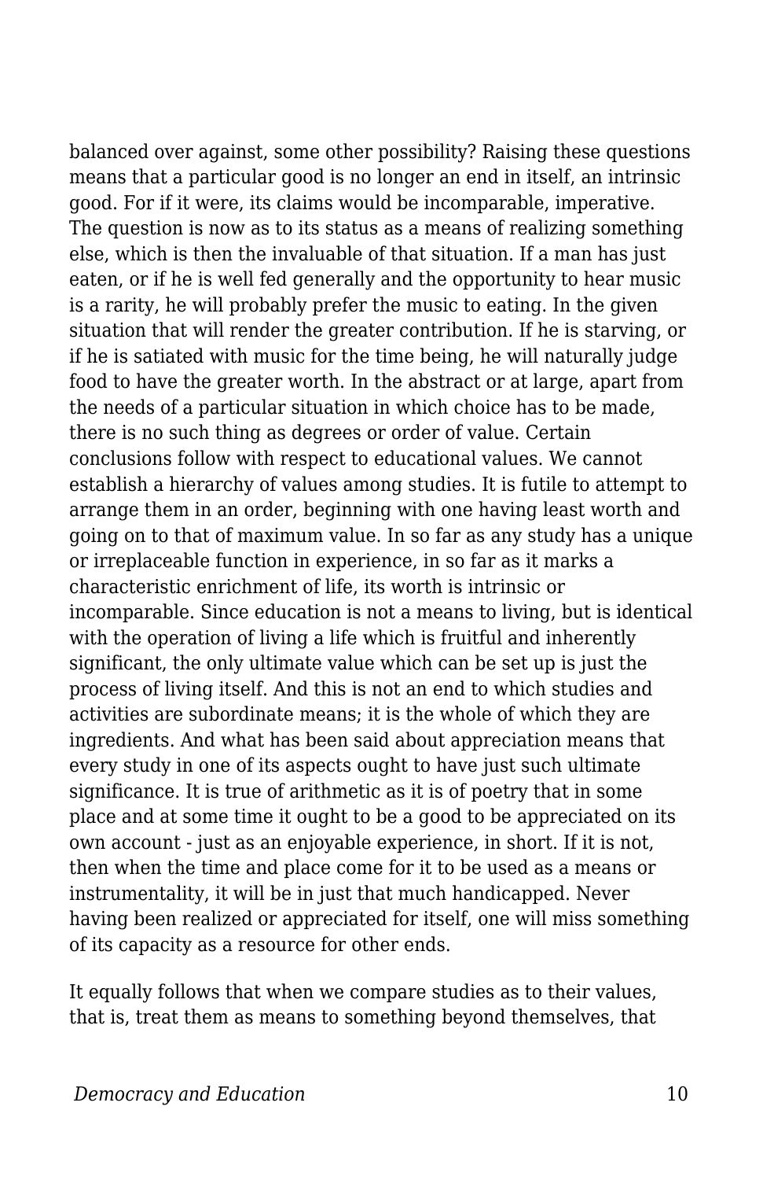balanced over against, some other possibility? Raising these questions means that a particular good is no longer an end in itself, an intrinsic good. For if it were, its claims would be incomparable, imperative. The question is now as to its status as a means of realizing something else, which is then the invaluable of that situation. If a man has just eaten, or if he is well fed generally and the opportunity to hear music is a rarity, he will probably prefer the music to eating. In the given situation that will render the greater contribution. If he is starving, or if he is satiated with music for the time being, he will naturally judge food to have the greater worth. In the abstract or at large, apart from the needs of a particular situation in which choice has to be made, there is no such thing as degrees or order of value. Certain conclusions follow with respect to educational values. We cannot establish a hierarchy of values among studies. It is futile to attempt to arrange them in an order, beginning with one having least worth and going on to that of maximum value. In so far as any study has a unique or irreplaceable function in experience, in so far as it marks a characteristic enrichment of life, its worth is intrinsic or incomparable. Since education is not a means to living, but is identical with the operation of living a life which is fruitful and inherently significant, the only ultimate value which can be set up is just the process of living itself. And this is not an end to which studies and activities are subordinate means; it is the whole of which they are ingredients. And what has been said about appreciation means that every study in one of its aspects ought to have just such ultimate significance. It is true of arithmetic as it is of poetry that in some place and at some time it ought to be a good to be appreciated on its own account - just as an enjoyable experience, in short. If it is not, then when the time and place come for it to be used as a means or instrumentality, it will be in just that much handicapped. Never having been realized or appreciated for itself, one will miss something of its capacity as a resource for other ends.

It equally follows that when we compare studies as to their values, that is, treat them as means to something beyond themselves, that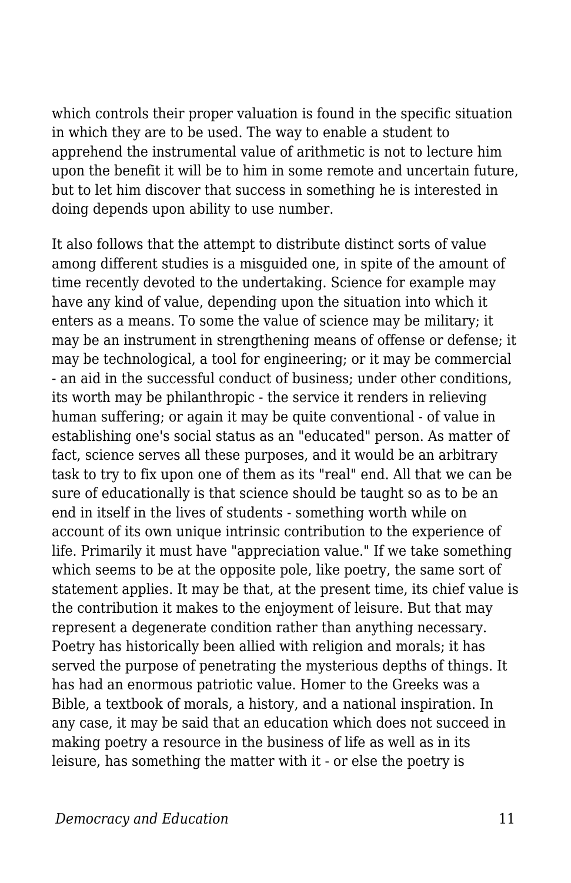which controls their proper valuation is found in the specific situation in which they are to be used. The way to enable a student to apprehend the instrumental value of arithmetic is not to lecture him upon the benefit it will be to him in some remote and uncertain future, but to let him discover that success in something he is interested in doing depends upon ability to use number.

It also follows that the attempt to distribute distinct sorts of value among different studies is a misguided one, in spite of the amount of time recently devoted to the undertaking. Science for example may have any kind of value, depending upon the situation into which it enters as a means. To some the value of science may be military; it may be an instrument in strengthening means of offense or defense; it may be technological, a tool for engineering; or it may be commercial - an aid in the successful conduct of business; under other conditions, its worth may be philanthropic - the service it renders in relieving human suffering; or again it may be quite conventional - of value in establishing one's social status as an "educated" person. As matter of fact, science serves all these purposes, and it would be an arbitrary task to try to fix upon one of them as its "real" end. All that we can be sure of educationally is that science should be taught so as to be an end in itself in the lives of students - something worth while on account of its own unique intrinsic contribution to the experience of life. Primarily it must have "appreciation value." If we take something which seems to be at the opposite pole, like poetry, the same sort of statement applies. It may be that, at the present time, its chief value is the contribution it makes to the enjoyment of leisure. But that may represent a degenerate condition rather than anything necessary. Poetry has historically been allied with religion and morals; it has served the purpose of penetrating the mysterious depths of things. It has had an enormous patriotic value. Homer to the Greeks was a Bible, a textbook of morals, a history, and a national inspiration. In any case, it may be said that an education which does not succeed in making poetry a resource in the business of life as well as in its leisure, has something the matter with it - or else the poetry is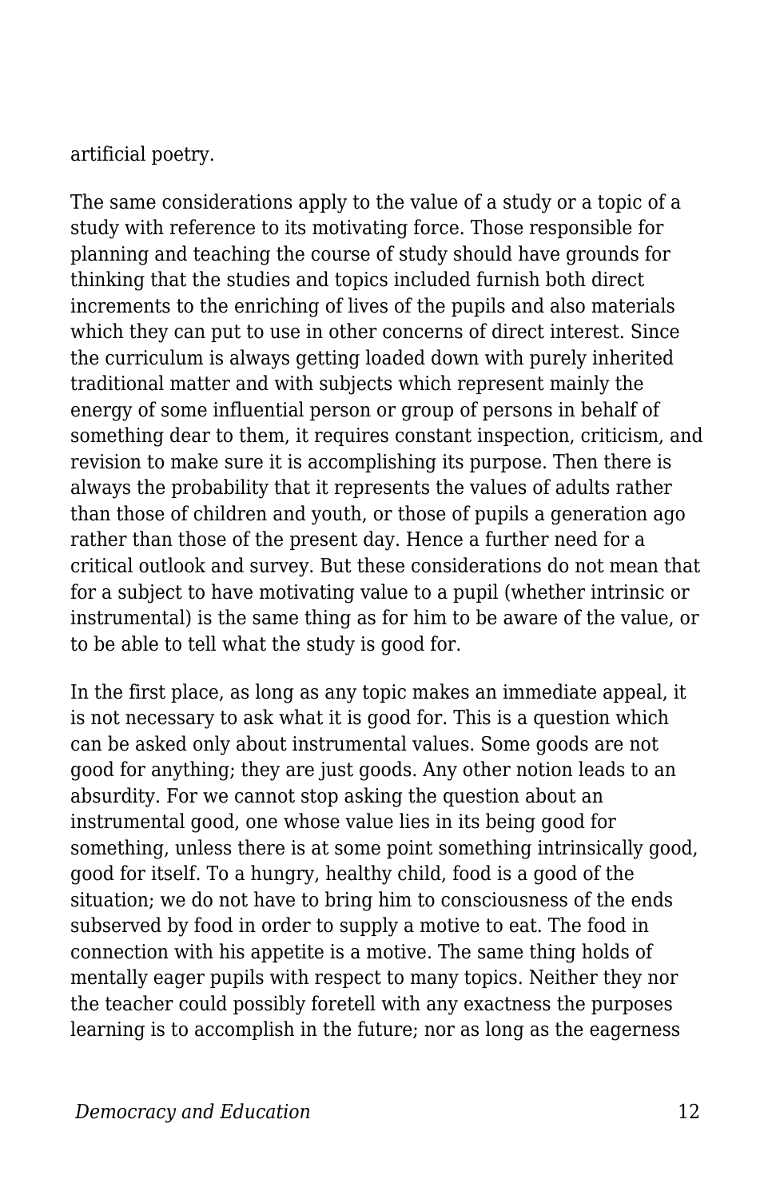artificial poetry.

The same considerations apply to the value of a study or a topic of a study with reference to its motivating force. Those responsible for planning and teaching the course of study should have grounds for thinking that the studies and topics included furnish both direct increments to the enriching of lives of the pupils and also materials which they can put to use in other concerns of direct interest. Since the curriculum is always getting loaded down with purely inherited traditional matter and with subjects which represent mainly the energy of some influential person or group of persons in behalf of something dear to them, it requires constant inspection, criticism, and revision to make sure it is accomplishing its purpose. Then there is always the probability that it represents the values of adults rather than those of children and youth, or those of pupils a generation ago rather than those of the present day. Hence a further need for a critical outlook and survey. But these considerations do not mean that for a subject to have motivating value to a pupil (whether intrinsic or instrumental) is the same thing as for him to be aware of the value, or to be able to tell what the study is good for.

In the first place, as long as any topic makes an immediate appeal, it is not necessary to ask what it is good for. This is a question which can be asked only about instrumental values. Some goods are not good for anything; they are just goods. Any other notion leads to an absurdity. For we cannot stop asking the question about an instrumental good, one whose value lies in its being good for something, unless there is at some point something intrinsically good, good for itself. To a hungry, healthy child, food is a good of the situation; we do not have to bring him to consciousness of the ends subserved by food in order to supply a motive to eat. The food in connection with his appetite is a motive. The same thing holds of mentally eager pupils with respect to many topics. Neither they nor the teacher could possibly foretell with any exactness the purposes learning is to accomplish in the future; nor as long as the eagerness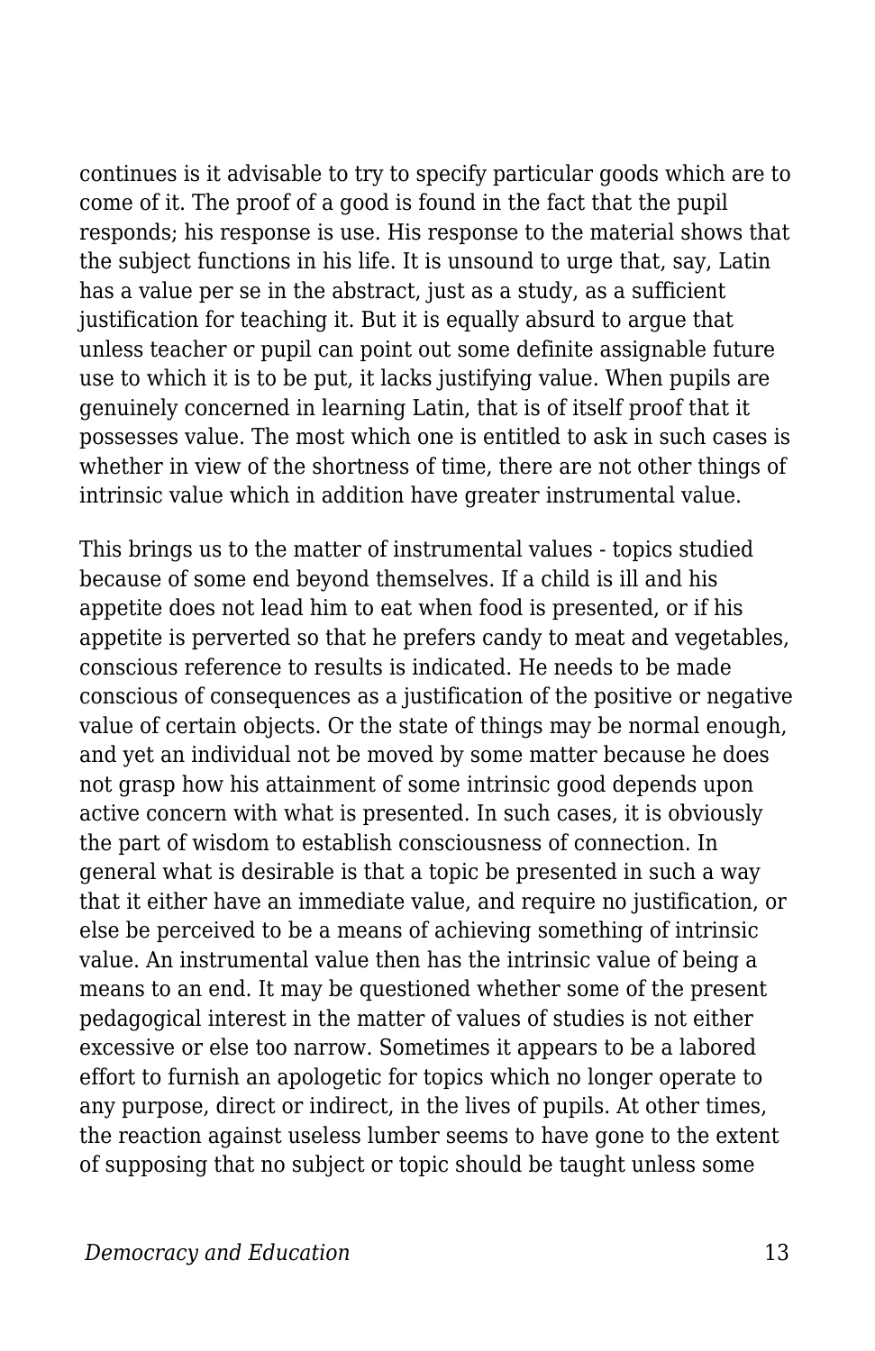continues is it advisable to try to specify particular goods which are to come of it. The proof of a good is found in the fact that the pupil responds; his response is use. His response to the material shows that the subject functions in his life. It is unsound to urge that, say, Latin has a value per se in the abstract, just as a study, as a sufficient justification for teaching it. But it is equally absurd to argue that unless teacher or pupil can point out some definite assignable future use to which it is to be put, it lacks justifying value. When pupils are genuinely concerned in learning Latin, that is of itself proof that it possesses value. The most which one is entitled to ask in such cases is whether in view of the shortness of time, there are not other things of intrinsic value which in addition have greater instrumental value.

This brings us to the matter of instrumental values - topics studied because of some end beyond themselves. If a child is ill and his appetite does not lead him to eat when food is presented, or if his appetite is perverted so that he prefers candy to meat and vegetables, conscious reference to results is indicated. He needs to be made conscious of consequences as a justification of the positive or negative value of certain objects. Or the state of things may be normal enough, and yet an individual not be moved by some matter because he does not grasp how his attainment of some intrinsic good depends upon active concern with what is presented. In such cases, it is obviously the part of wisdom to establish consciousness of connection. In general what is desirable is that a topic be presented in such a way that it either have an immediate value, and require no justification, or else be perceived to be a means of achieving something of intrinsic value. An instrumental value then has the intrinsic value of being a means to an end. It may be questioned whether some of the present pedagogical interest in the matter of values of studies is not either excessive or else too narrow. Sometimes it appears to be a labored effort to furnish an apologetic for topics which no longer operate to any purpose, direct or indirect, in the lives of pupils. At other times, the reaction against useless lumber seems to have gone to the extent of supposing that no subject or topic should be taught unless some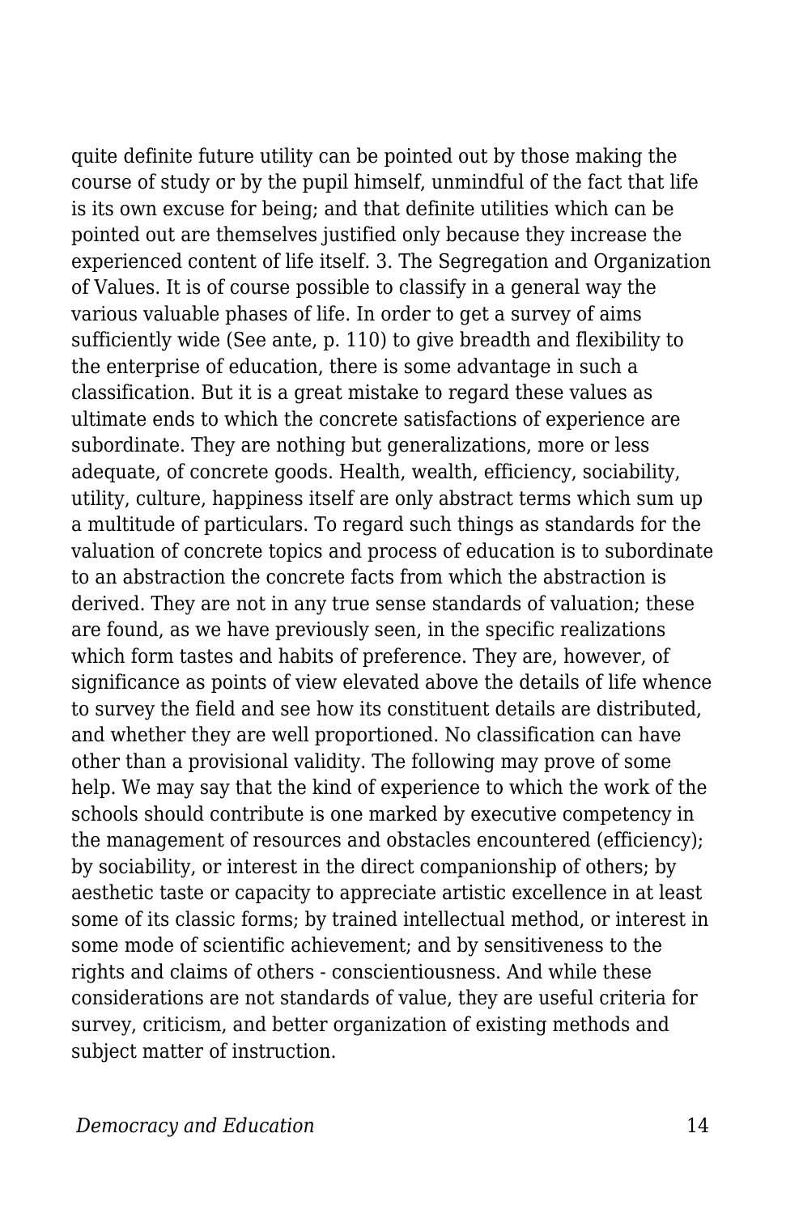quite definite future utility can be pointed out by those making the course of study or by the pupil himself, unmindful of the fact that life is its own excuse for being; and that definite utilities which can be pointed out are themselves justified only because they increase the experienced content of life itself. 3. The Segregation and Organization of Values. It is of course possible to classify in a general way the various valuable phases of life. In order to get a survey of aims sufficiently wide (See ante, p. 110) to give breadth and flexibility to the enterprise of education, there is some advantage in such a classification. But it is a great mistake to regard these values as ultimate ends to which the concrete satisfactions of experience are subordinate. They are nothing but generalizations, more or less adequate, of concrete goods. Health, wealth, efficiency, sociability, utility, culture, happiness itself are only abstract terms which sum up a multitude of particulars. To regard such things as standards for the valuation of concrete topics and process of education is to subordinate to an abstraction the concrete facts from which the abstraction is derived. They are not in any true sense standards of valuation; these are found, as we have previously seen, in the specific realizations which form tastes and habits of preference. They are, however, of significance as points of view elevated above the details of life whence to survey the field and see how its constituent details are distributed, and whether they are well proportioned. No classification can have other than a provisional validity. The following may prove of some help. We may say that the kind of experience to which the work of the schools should contribute is one marked by executive competency in the management of resources and obstacles encountered (efficiency); by sociability, or interest in the direct companionship of others; by aesthetic taste or capacity to appreciate artistic excellence in at least some of its classic forms; by trained intellectual method, or interest in some mode of scientific achievement; and by sensitiveness to the rights and claims of others - conscientiousness. And while these considerations are not standards of value, they are useful criteria for survey, criticism, and better organization of existing methods and subject matter of instruction.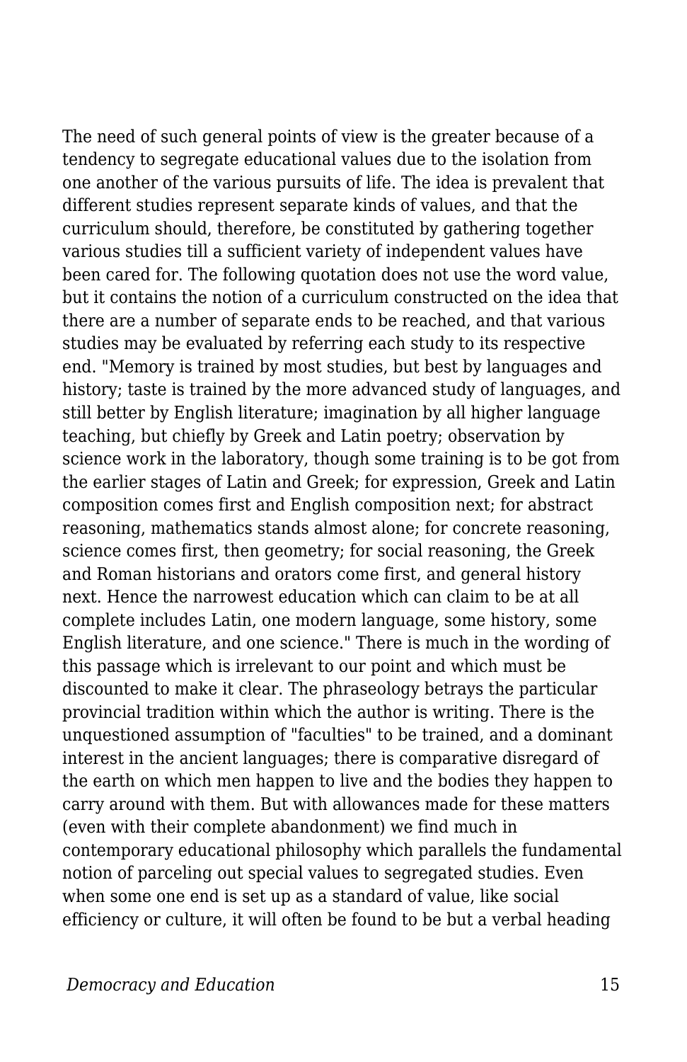The need of such general points of view is the greater because of a tendency to segregate educational values due to the isolation from one another of the various pursuits of life. The idea is prevalent that different studies represent separate kinds of values, and that the curriculum should, therefore, be constituted by gathering together various studies till a sufficient variety of independent values have been cared for. The following quotation does not use the word value, but it contains the notion of a curriculum constructed on the idea that there are a number of separate ends to be reached, and that various studies may be evaluated by referring each study to its respective end. "Memory is trained by most studies, but best by languages and history; taste is trained by the more advanced study of languages, and still better by English literature; imagination by all higher language teaching, but chiefly by Greek and Latin poetry; observation by science work in the laboratory, though some training is to be got from the earlier stages of Latin and Greek; for expression, Greek and Latin composition comes first and English composition next; for abstract reasoning, mathematics stands almost alone; for concrete reasoning, science comes first, then geometry; for social reasoning, the Greek and Roman historians and orators come first, and general history next. Hence the narrowest education which can claim to be at all complete includes Latin, one modern language, some history, some English literature, and one science." There is much in the wording of this passage which is irrelevant to our point and which must be discounted to make it clear. The phraseology betrays the particular provincial tradition within which the author is writing. There is the unquestioned assumption of "faculties" to be trained, and a dominant interest in the ancient languages; there is comparative disregard of the earth on which men happen to live and the bodies they happen to carry around with them. But with allowances made for these matters (even with their complete abandonment) we find much in contemporary educational philosophy which parallels the fundamental notion of parceling out special values to segregated studies. Even when some one end is set up as a standard of value, like social efficiency or culture, it will often be found to be but a verbal heading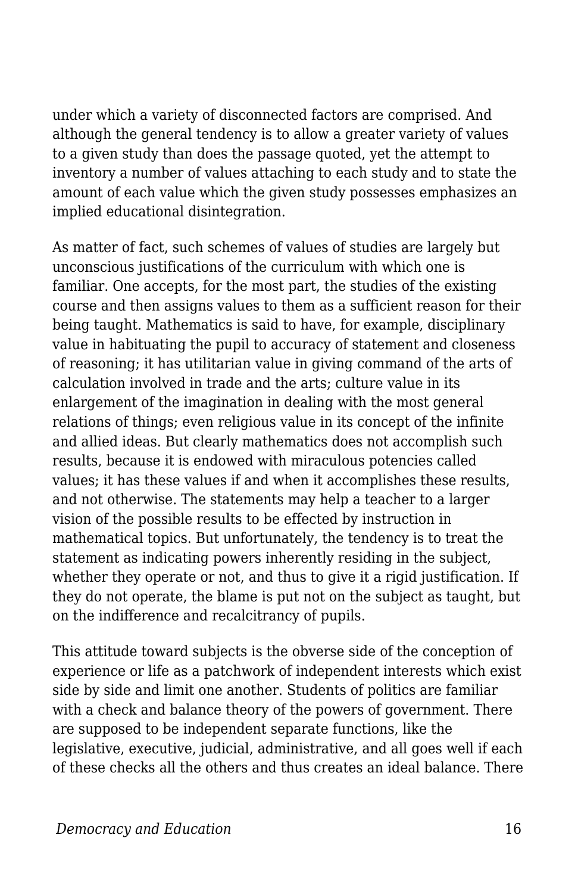under which a variety of disconnected factors are comprised. And although the general tendency is to allow a greater variety of values to a given study than does the passage quoted, yet the attempt to inventory a number of values attaching to each study and to state the amount of each value which the given study possesses emphasizes an implied educational disintegration.

As matter of fact, such schemes of values of studies are largely but unconscious justifications of the curriculum with which one is familiar. One accepts, for the most part, the studies of the existing course and then assigns values to them as a sufficient reason for their being taught. Mathematics is said to have, for example, disciplinary value in habituating the pupil to accuracy of statement and closeness of reasoning; it has utilitarian value in giving command of the arts of calculation involved in trade and the arts; culture value in its enlargement of the imagination in dealing with the most general relations of things; even religious value in its concept of the infinite and allied ideas. But clearly mathematics does not accomplish such results, because it is endowed with miraculous potencies called values; it has these values if and when it accomplishes these results, and not otherwise. The statements may help a teacher to a larger vision of the possible results to be effected by instruction in mathematical topics. But unfortunately, the tendency is to treat the statement as indicating powers inherently residing in the subject, whether they operate or not, and thus to give it a rigid justification. If they do not operate, the blame is put not on the subject as taught, but on the indifference and recalcitrancy of pupils.

This attitude toward subjects is the obverse side of the conception of experience or life as a patchwork of independent interests which exist side by side and limit one another. Students of politics are familiar with a check and balance theory of the powers of government. There are supposed to be independent separate functions, like the legislative, executive, judicial, administrative, and all goes well if each of these checks all the others and thus creates an ideal balance. There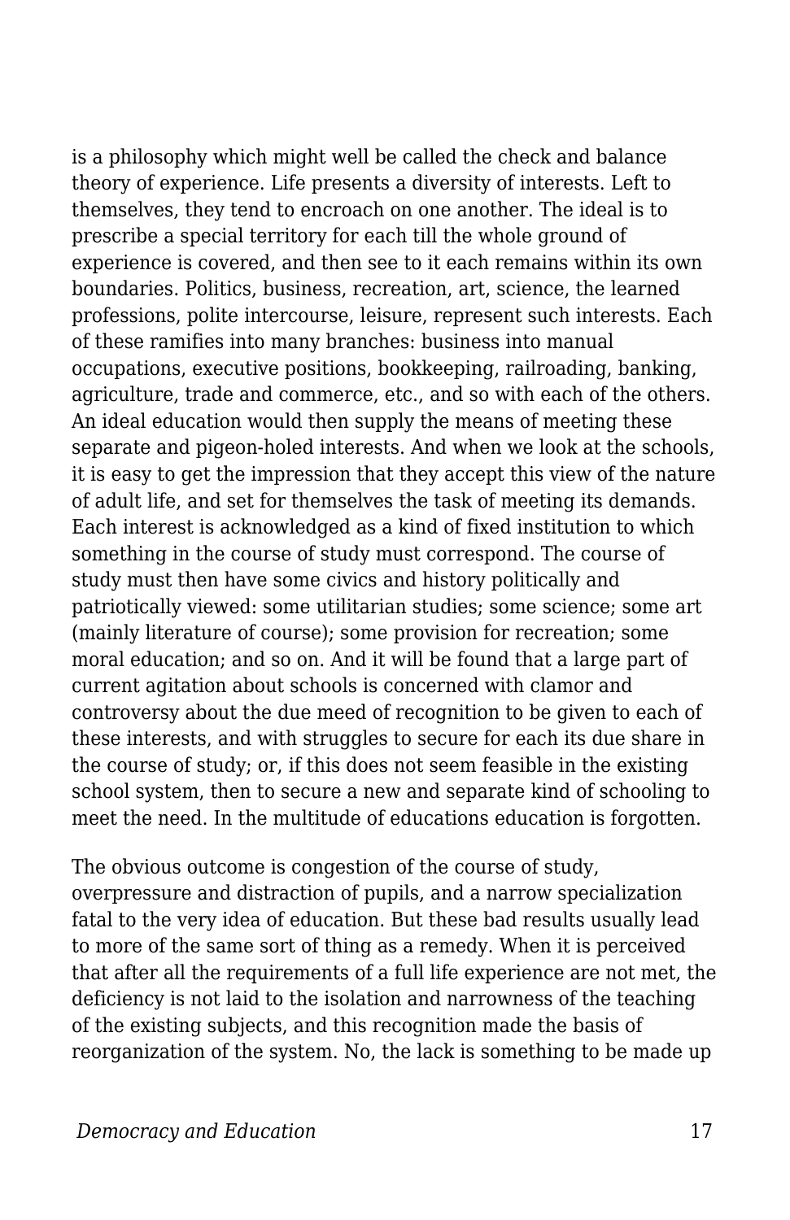is a philosophy which might well be called the check and balance theory of experience. Life presents a diversity of interests. Left to themselves, they tend to encroach on one another. The ideal is to prescribe a special territory for each till the whole ground of experience is covered, and then see to it each remains within its own boundaries. Politics, business, recreation, art, science, the learned professions, polite intercourse, leisure, represent such interests. Each of these ramifies into many branches: business into manual occupations, executive positions, bookkeeping, railroading, banking, agriculture, trade and commerce, etc., and so with each of the others. An ideal education would then supply the means of meeting these separate and pigeon-holed interests. And when we look at the schools, it is easy to get the impression that they accept this view of the nature of adult life, and set for themselves the task of meeting its demands. Each interest is acknowledged as a kind of fixed institution to which something in the course of study must correspond. The course of study must then have some civics and history politically and patriotically viewed: some utilitarian studies; some science; some art (mainly literature of course); some provision for recreation; some moral education; and so on. And it will be found that a large part of current agitation about schools is concerned with clamor and controversy about the due meed of recognition to be given to each of these interests, and with struggles to secure for each its due share in the course of study; or, if this does not seem feasible in the existing school system, then to secure a new and separate kind of schooling to meet the need. In the multitude of educations education is forgotten.

The obvious outcome is congestion of the course of study, overpressure and distraction of pupils, and a narrow specialization fatal to the very idea of education. But these bad results usually lead to more of the same sort of thing as a remedy. When it is perceived that after all the requirements of a full life experience are not met, the deficiency is not laid to the isolation and narrowness of the teaching of the existing subjects, and this recognition made the basis of reorganization of the system. No, the lack is something to be made up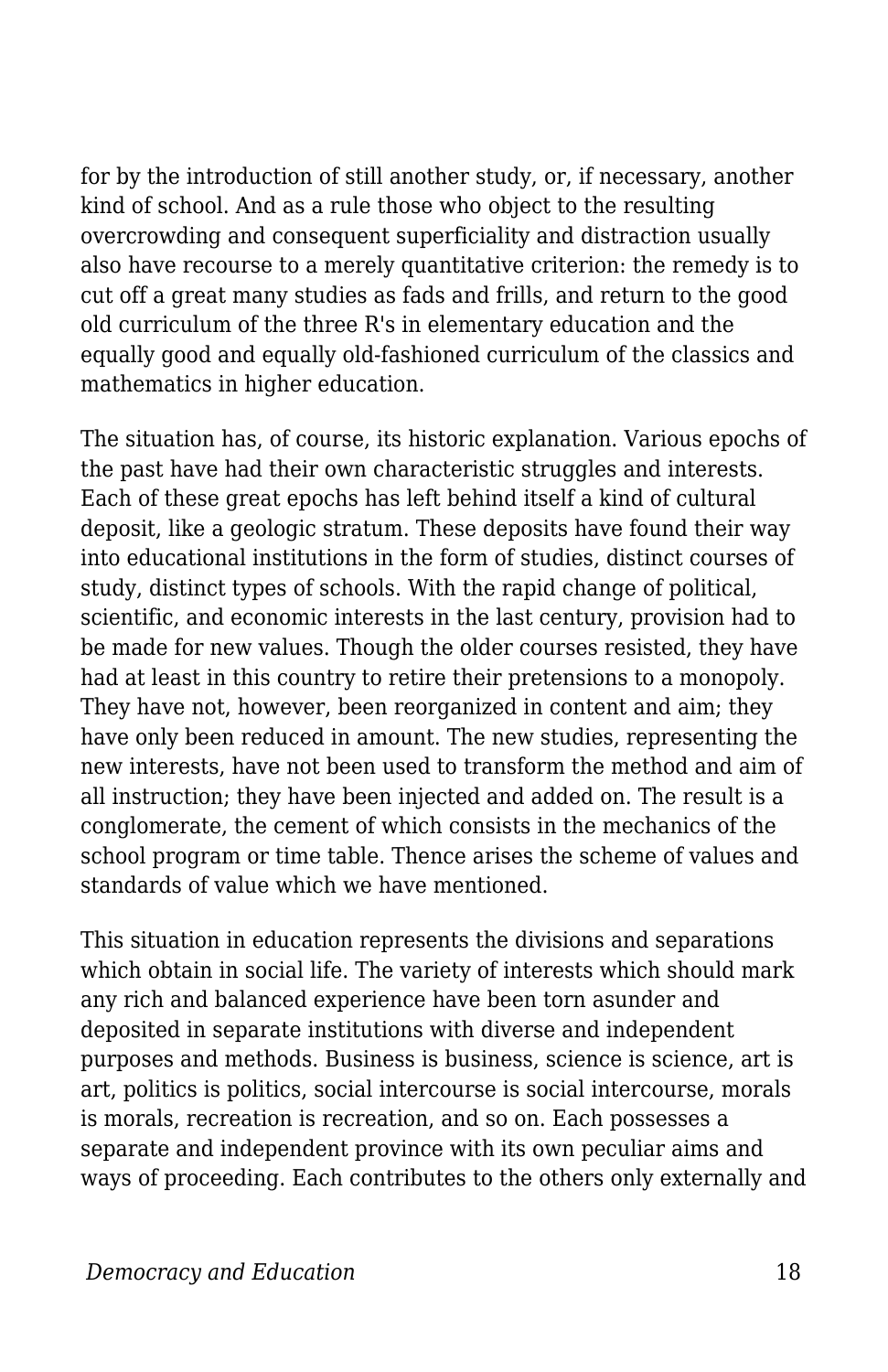for by the introduction of still another study, or, if necessary, another kind of school. And as a rule those who object to the resulting overcrowding and consequent superficiality and distraction usually also have recourse to a merely quantitative criterion: the remedy is to cut off a great many studies as fads and frills, and return to the good old curriculum of the three R's in elementary education and the equally good and equally old-fashioned curriculum of the classics and mathematics in higher education.

The situation has, of course, its historic explanation. Various epochs of the past have had their own characteristic struggles and interests. Each of these great epochs has left behind itself a kind of cultural deposit, like a geologic stratum. These deposits have found their way into educational institutions in the form of studies, distinct courses of study, distinct types of schools. With the rapid change of political, scientific, and economic interests in the last century, provision had to be made for new values. Though the older courses resisted, they have had at least in this country to retire their pretensions to a monopoly. They have not, however, been reorganized in content and aim; they have only been reduced in amount. The new studies, representing the new interests, have not been used to transform the method and aim of all instruction; they have been injected and added on. The result is a conglomerate, the cement of which consists in the mechanics of the school program or time table. Thence arises the scheme of values and standards of value which we have mentioned.

This situation in education represents the divisions and separations which obtain in social life. The variety of interests which should mark any rich and balanced experience have been torn asunder and deposited in separate institutions with diverse and independent purposes and methods. Business is business, science is science, art is art, politics is politics, social intercourse is social intercourse, morals is morals, recreation is recreation, and so on. Each possesses a separate and independent province with its own peculiar aims and ways of proceeding. Each contributes to the others only externally and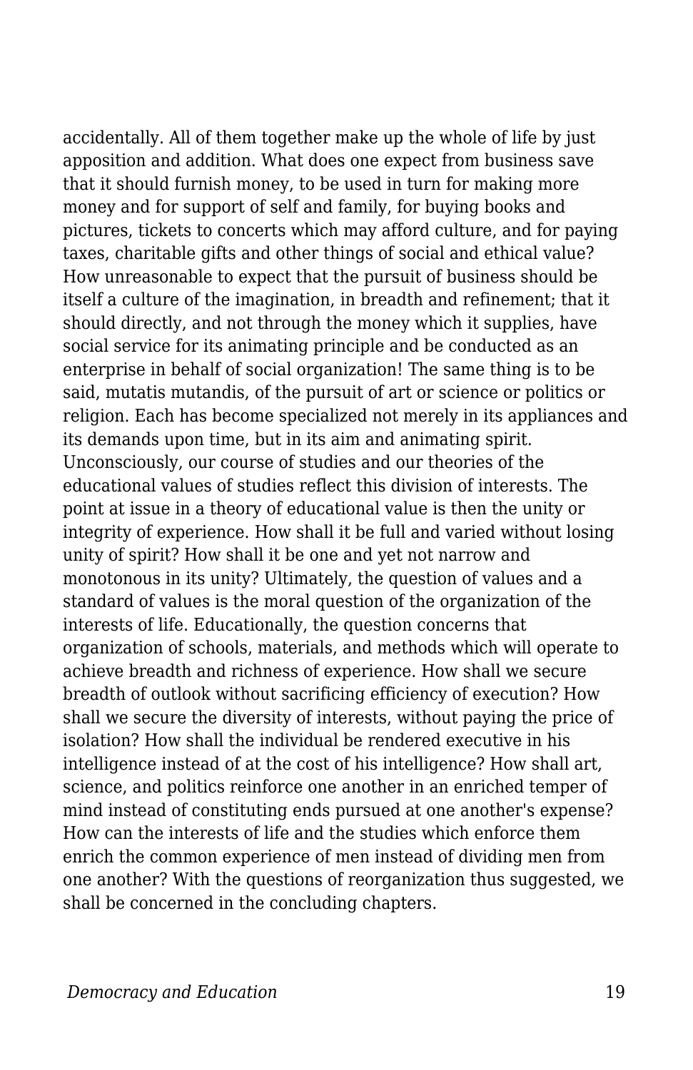accidentally. All of them together make up the whole of life by just apposition and addition. What does one expect from business save that it should furnish money, to be used in turn for making more money and for support of self and family, for buying books and pictures, tickets to concerts which may afford culture, and for paying taxes, charitable gifts and other things of social and ethical value? How unreasonable to expect that the pursuit of business should be itself a culture of the imagination, in breadth and refinement; that it should directly, and not through the money which it supplies, have social service for its animating principle and be conducted as an enterprise in behalf of social organization! The same thing is to be said, mutatis mutandis, of the pursuit of art or science or politics or religion. Each has become specialized not merely in its appliances and its demands upon time, but in its aim and animating spirit. Unconsciously, our course of studies and our theories of the educational values of studies reflect this division of interests. The point at issue in a theory of educational value is then the unity or integrity of experience. How shall it be full and varied without losing unity of spirit? How shall it be one and yet not narrow and monotonous in its unity? Ultimately, the question of values and a standard of values is the moral question of the organization of the interests of life. Educationally, the question concerns that organization of schools, materials, and methods which will operate to achieve breadth and richness of experience. How shall we secure breadth of outlook without sacrificing efficiency of execution? How shall we secure the diversity of interests, without paying the price of isolation? How shall the individual be rendered executive in his intelligence instead of at the cost of his intelligence? How shall art, science, and politics reinforce one another in an enriched temper of mind instead of constituting ends pursued at one another's expense? How can the interests of life and the studies which enforce them enrich the common experience of men instead of dividing men from one another? With the questions of reorganization thus suggested, we shall be concerned in the concluding chapters.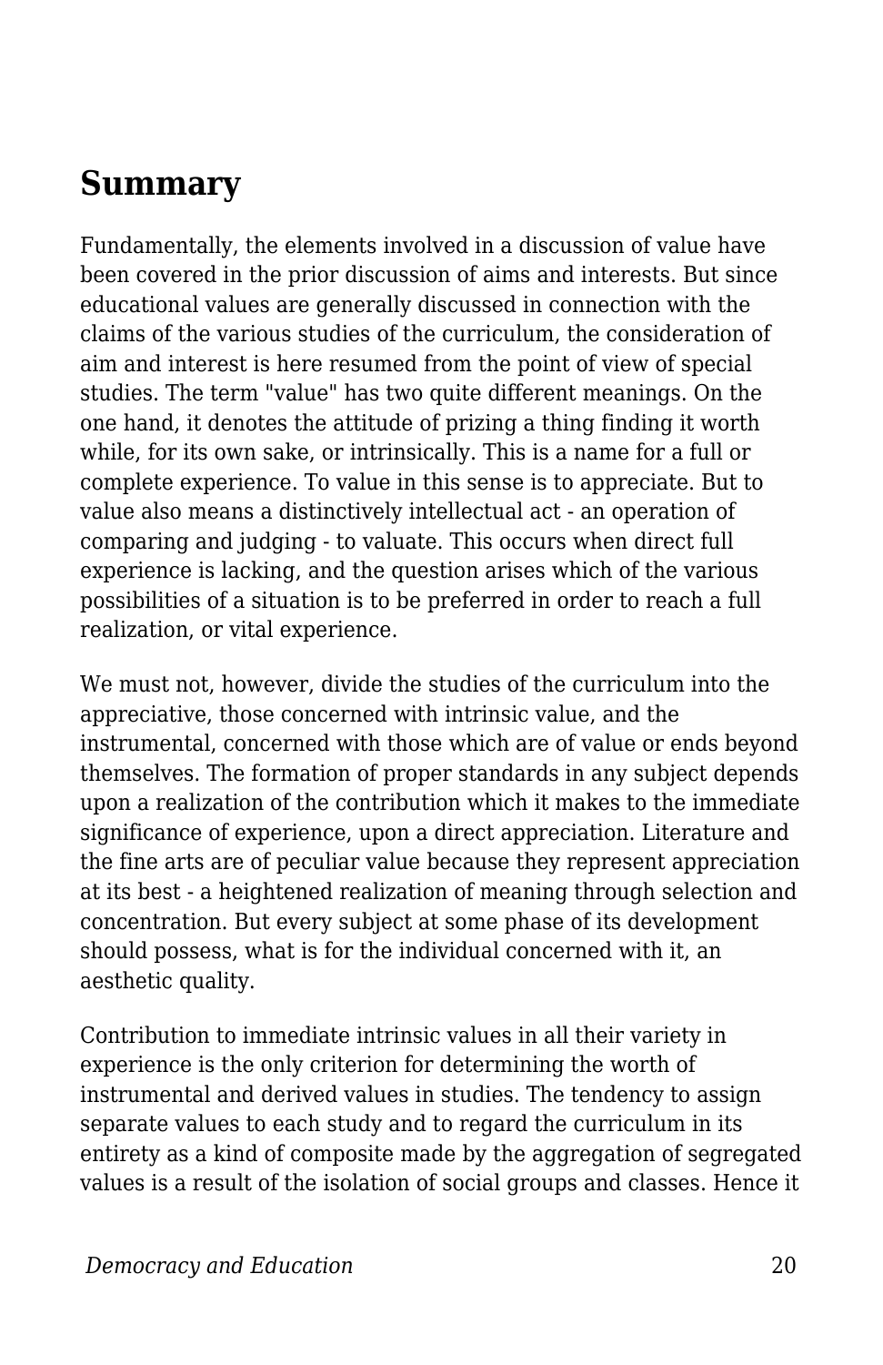## Summary

Fundamentally, the elements involved in a discussion of value have been covered in the prior discussion of aims and interests. But since educational values are generally discussed in connection with the claims of the various studies of the curriculum, the consideration of aim and interest is here resumed from the point of view of special studies. The term "value" has two quite different meanings. On the one hand, it denotes the attitude of prizing a thing finding it worth while, for its own sake, or intrinsically. This is a name for a full or complete experience. To value in this sense is to appreciate. But to value also means a distinctively intellectual act - an operation of comparing and judging - to valuate. This occurs when direct full experience is lacking, and the question arises which of the various possibilities of a situation is to be preferred in order to reach a full realization, or vital experience.

We must not, however, divide the studies of the curriculum into the appreciative, those concerned with intrinsic value, and the instrumental, concerned with those which are of value or ends beyond themselves. The formation of proper standards in any subject depends upon a realization of the contribution which it makes to the immediate significance of experience, upon a direct appreciation. Literature and the fine arts are of peculiar value because they represent appreciation at its best - a heightened realization of meaning through selection and concentration. But every subject at some phase of its development should possess, what is for the individual concerned with it, an aesthetic quality.

Contribution to immediate intrinsic values in all their variety in experience is the only criterion for determining the worth of instrumental and derived values in studies. The tendency to assign separate values to each study and to regard the curriculum in its entirety as a kind of composite made by the aggregation of segregated values is a result of the isolation of social groups and classes. Hence it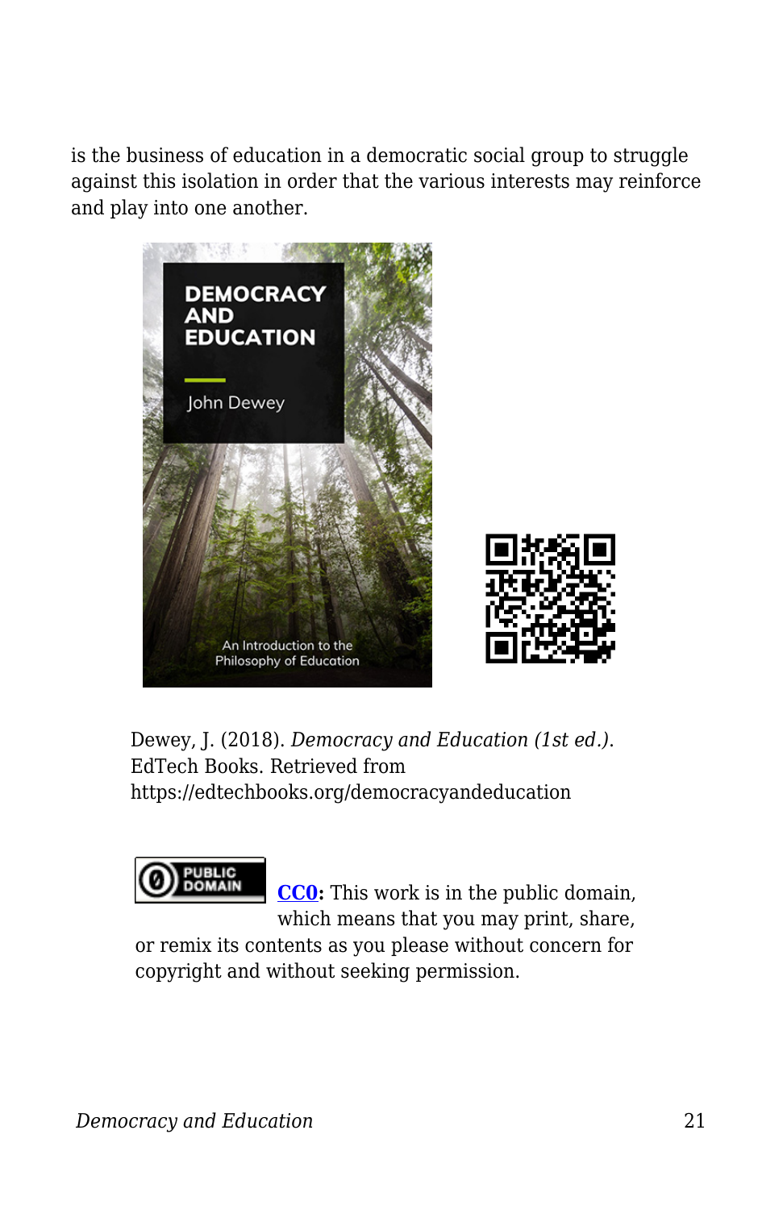is the business of education in a democratic social group to struggle against this isolation in order that the various interests may reinforce and play into one another.

Dewey, J. (2018). *Democracy and Education (1st ed.)*. EdTech Books. Retrieved from https://edtechbooks.org/democracyandeducation

**CC0:** This work is in the public domain, which means that you may print, share, or remix its contents as you please without concern for copyright and without seeking permission.